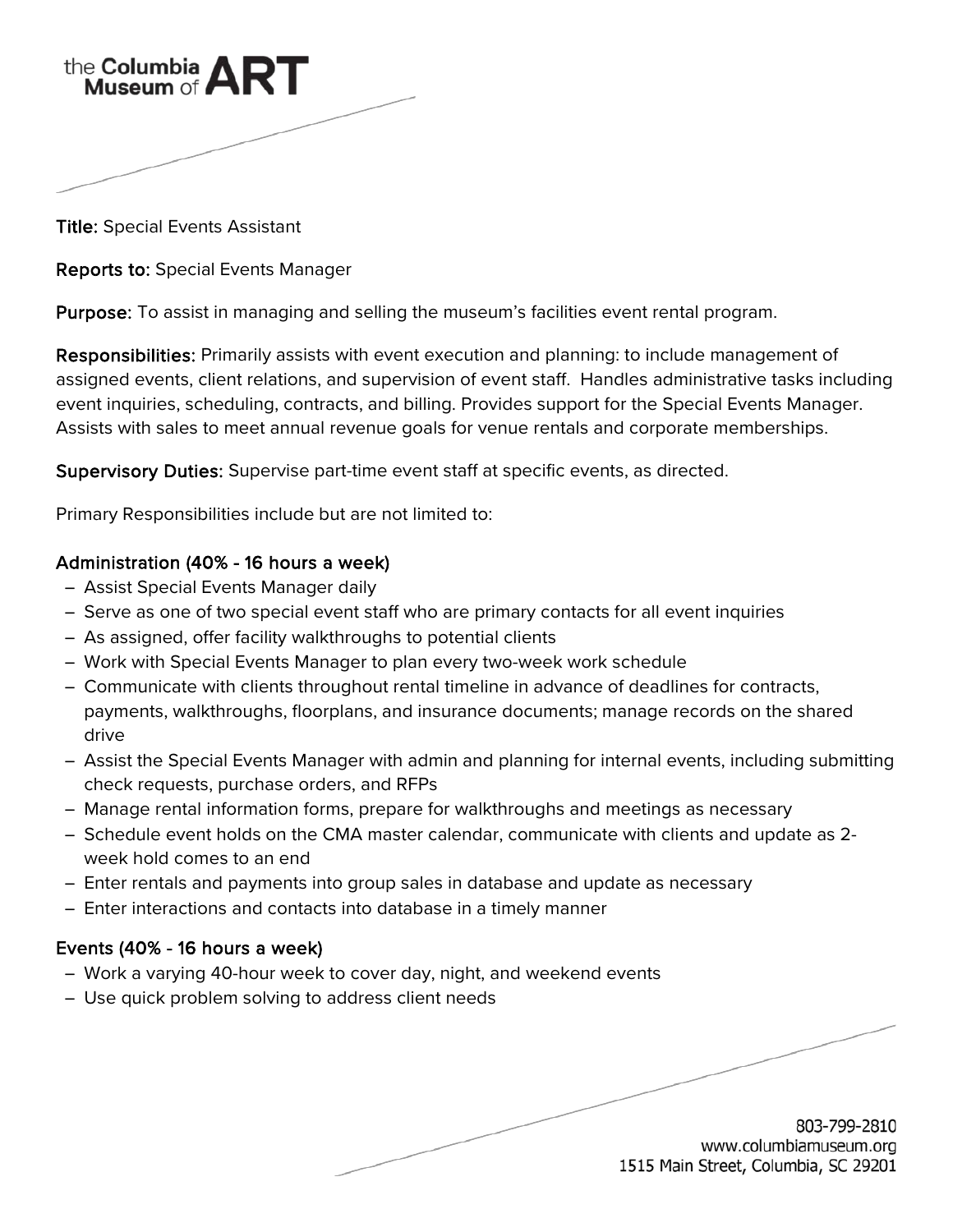**Title:** Special Events Assistant

**Reports to:** Special Events Manager

**Purpose:** To assist in managing and selling the museum's facilities event rental program.

**Responsibilities:** Primarily assists with event execution and planning: to include management of assigned events, client relations, and supervision of event staff. Handles administrative tasks including event inquiries, scheduling, contracts, and billing. Provides support for the Special Events Manager. Assists with sales to meet annual revenue goals for venue rentals and corporate memberships.

**Supervisory Duties:** Supervise part-time event staff at specific events, as directed.

Primary Responsibilities include but are not limited to:

### Administration (40% - 16 hours a week)

- Assist Special Events Manager daily
- Serve as one of two special event staff who are primary contacts for all event inquiries
- As assigned, offer facility walkthroughs to potential clients
- Work with Special Events Manager to plan every two-week work schedule
- Communicate with clients throughout rental timeline in advance of deadlines for contracts, payments, walkthroughs, floorplans, and insurance documents; manage records on the shared drive
- Assist the Special Events Manager with admin and planning for internal events, including submitting check requests, purchase orders, and RFPs
- Manage rental information forms, prepare for walkthroughs and meetings as necessary
- Schedule event holds on the CMA master calendar, communicate with clients and update as 2-week hold comes to an end
- Enter rentals and payments into group sales in database and update as necessary
- Enter interactions and contacts into database in a timely manner

### Events (40% - 16 hours a week)

- Work a varying 40-hour week to cover day, night, and weekend events
- Use quick problem solving to address client needs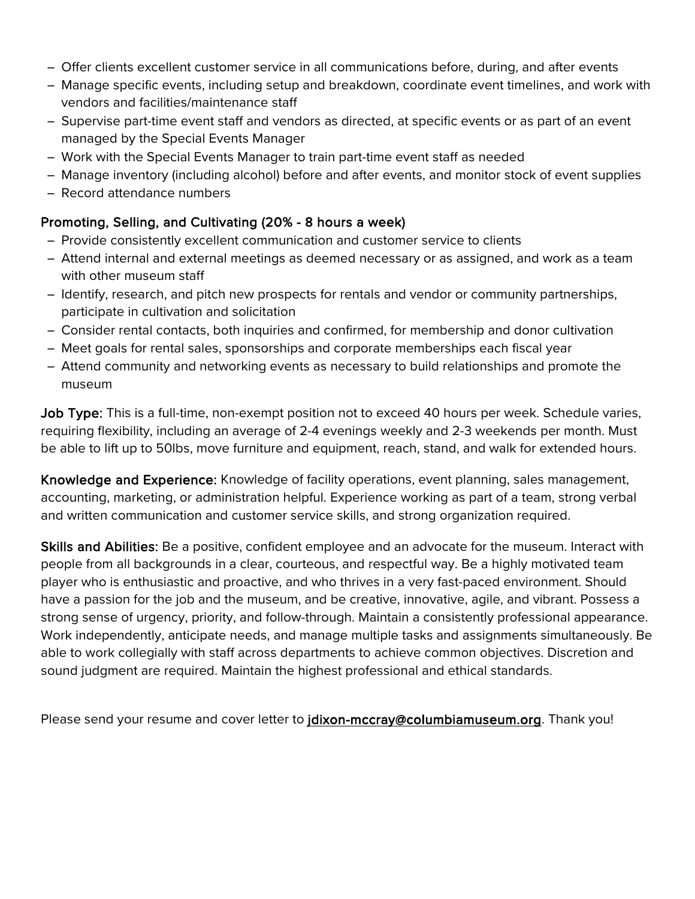- Offer clients excellent customer service in all communications before, during, and after events
- Manage specific events, including setup and breakdown, coordinate event timelines, and work with vendors and facilities/maintenance staff
- Supervise part-time event staff and vendors as directed, at specific events or as part of an event managed by the Special Events Manager
- Work with the Special Events Manager to train part-time event staff as needed
- Manage inventory (including alcohol) before and after events, and monitor stock of event supplies
- Record attendance numbers

### Promoting, Selling, and Cultivating (20% - 8 hours a week)

- Provide consistently excellent communication and customer service to clients
- Attend internal and external meetings as deemed necessary or as assigned, and work as a team with other museum staff
- Identify, research, and pitch new prospects for rentals and vendor or community partnerships, participate in cultivation and solicitation
- Consider rental contacts, both inquiries and confirmed, for membership and donor cultivation
- Meet goals for rental sales, sponsorships and corporate memberships each fiscal year
- Attend community and networking events as necessary to build relationships and promote the museum

**Job Type:** This is a full-time, non-exempt position not to exceed 40 hours per week. Schedule varies, requiring flexibility, including an average of 2-4 evenings weekly and 2-3 weekends per month. Must be able to lift up to 50lbs, move furniture and equipment, reach, stand, and walk for extended hours.

**Knowledge and Experience**: Knowledge of facility operations, event planning, sales management, accounting, marketing, or administration helpful. Experience working as part of a team, strong verbal and written communication and customer service skills, and strong organization required.

**Skills and Abilities:** Be a positive, confident employee and an advocate for the museum. Interact with people from all backgrounds in a clear, courteous, and respectful way. Be a highly motivated team player who is enthusiastic and proactive, and who thrives in a very fast-paced environment. Should have a passion for the job and the museum, and be creative, innovative, agile, and vibrant. Possess a strong sense of urgency, priority, and follow-through. Maintain a consistently professional appearance. Work independently, anticipate needs, and manage multiple tasks and assignments simultaneously. Be able to work collegially with staff across departments to achieve common objectives. Discretion and sound judgment are required. Maintain the highest professional and ethical standards.

Please send your resume and cover letter to **jdixon-mccray@columbiamuseum.org**. Thank you!